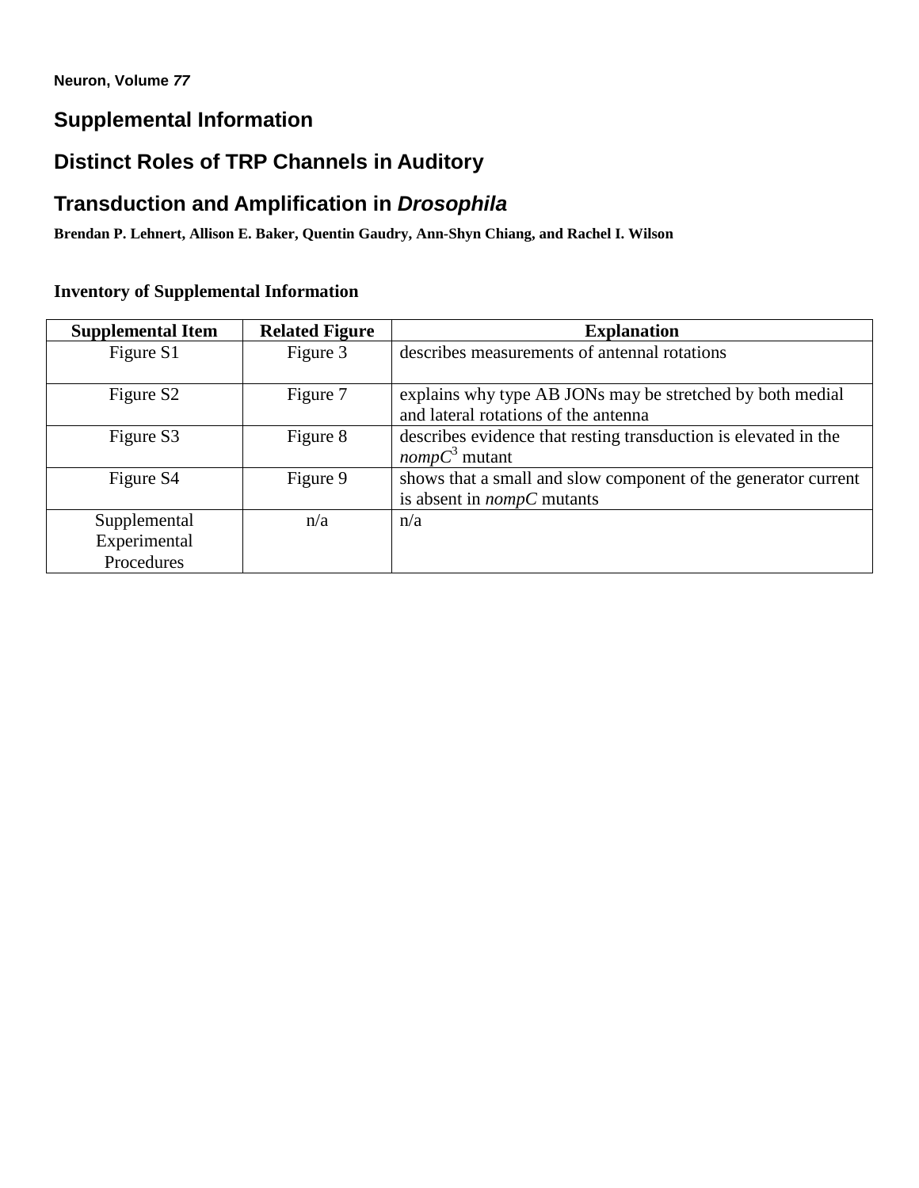**Neuron, Volume *77***

## Supplemental Information

# Distinct Roles of TRP Channels in Auditory Transduction and Amplification in *Drosophila*

**Brendan P. Lehnert, Allison E. Baker, Quentin Gaudry, Ann-Shyn Chiang, and Rachel I. Wilson**

### Inventory of Supplemental Information

| Supplemental Item | Related Figure | Explanation |
| --- | --- | --- |
| Figure S1 | Figure 3 | describes measurements of antennal rotations |
| Figure S2 | Figure 7 | explains why type AB JONs may be stretched by both medial and lateral rotations of the antenna |
| Figure S3 | Figure 8 | describes evidence that resting transduction is elevated in the *nompC*$^{3}$ mutant |
| Figure S4 | Figure 9 | shows that a small and slow component of the generator current is absent in *nompC* mutants |
| Supplemental Experimental Procedures | n/a | n/a |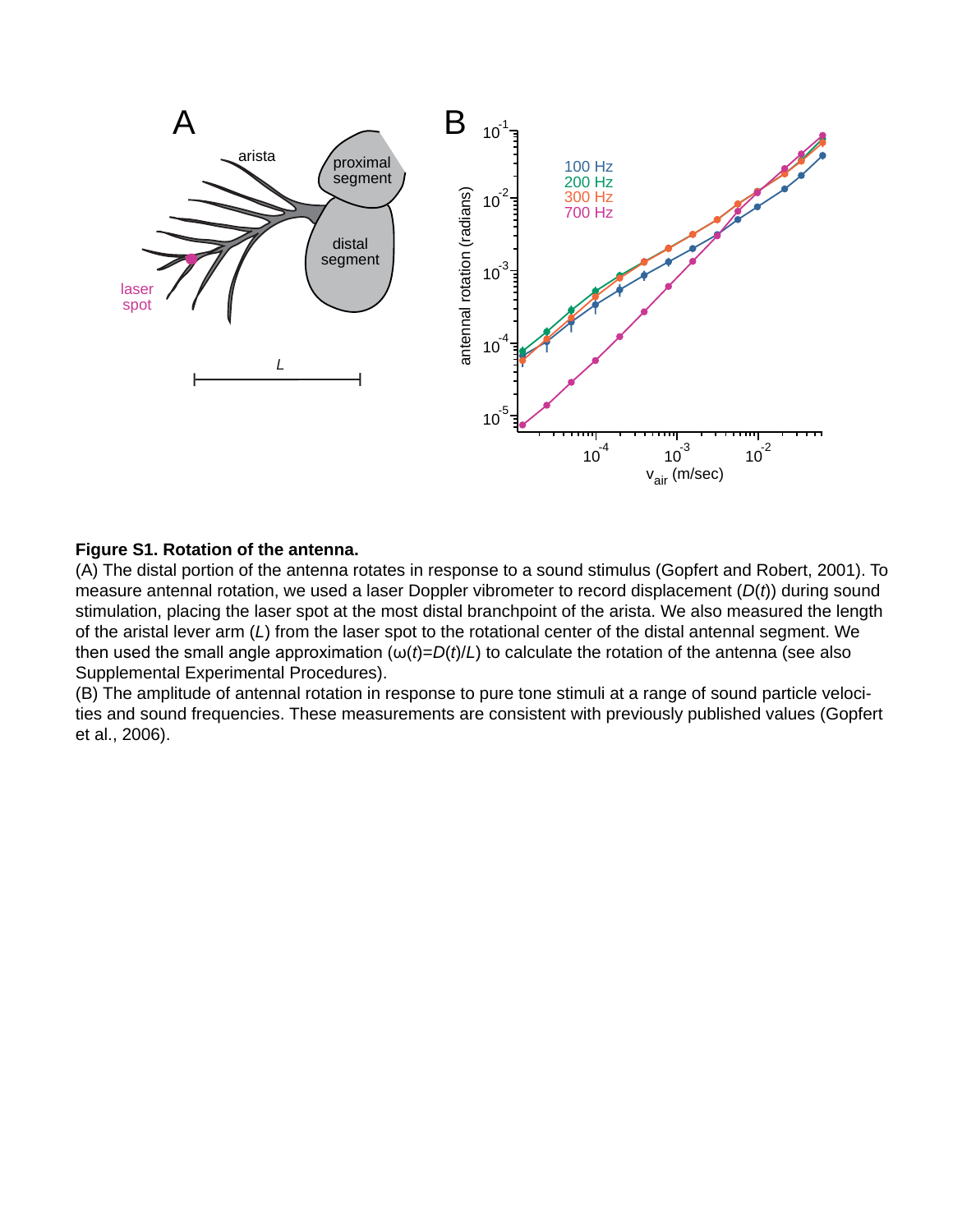**Figure S1. Rotation of the antenna.**

(A) The distal portion of the antenna rotates in response to a sound stimulus (Gopfert and Robert, 2001). To measure antennal rotation, we used a laser Doppler vibrometer to record displacement ($D(t)$) during sound stimulation, placing the laser spot at the most distal branchpoint of the arista. We also measured the length of the aristal lever arm ($L$) from the laser spot to the rotational center of the distal antennal segment. We then used the small angle approximation ($\omega(t)=D(t)/L$) to calculate the rotation of the antenna (see also Supplemental Experimental Procedures).

(B) The amplitude of antennal rotation in response to pure tone stimuli at a range of sound particle velocities and sound frequencies. These measurements are consistent with previously published values (Gopfert et al., 2006).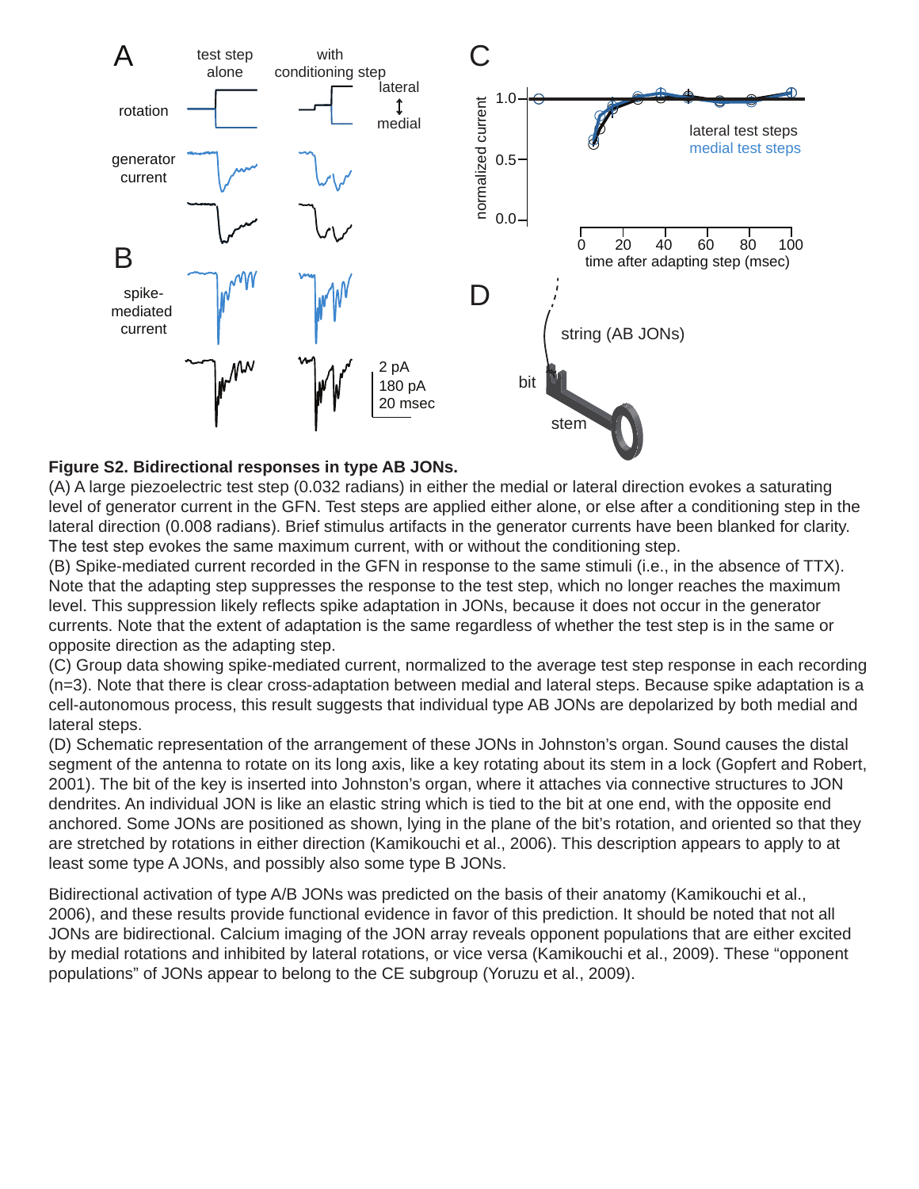**Figure S2. Bidirectional responses in type AB JONs.**
(A) A large piezoelectric test step (0.032 radians) in either the medial or lateral direction evokes a saturating level of generator current in the GFN. Test steps are applied either alone, or else after a conditioning step in the lateral direction (0.008 radians). Brief stimulus artifacts in the generator currents have been blanked for clarity. The test step evokes the same maximum current, with or without the conditioning step.
(B) Spike-mediated current recorded in the GFN in response to the same stimuli (i.e., in the absence of TTX). Note that the adapting step suppresses the response to the test step, which no longer reaches the maximum level. This suppression likely reflects spike adaptation in JONs, because it does not occur in the generator currents. Note that the extent of adaptation is the same regardless of whether the test step is in the same or opposite direction as the adapting step.
(C) Group data showing spike-mediated current, normalized to the average test step response in each recording (n=3). Note that there is clear cross-adaptation between medial and lateral steps. Because spike adaptation is a cell-autonomous process, this result suggests that individual type AB JONs are depolarized by both medial and lateral steps.
(D) Schematic representation of the arrangement of these JONs in Johnston's organ. Sound causes the distal segment of the antenna to rotate on its long axis, like a key rotating about its stem in a lock (Gopfert and Robert, 2001). The bit of the key is inserted into Johnston's organ, where it attaches via connective structures to JON dendrites. An individual JON is like an elastic string which is tied to the bit at one end, with the opposite end anchored. Some JONs are positioned as shown, lying in the plane of the bit's rotation, and oriented so that they are stretched by rotations in either direction (Kamikouchi et al., 2006). This description appears to apply to at least some type A JONs, and possibly also some type B JONs.

Bidirectional activation of type A/B JONs was predicted on the basis of their anatomy (Kamikouchi et al., 2006), and these results provide functional evidence in favor of this prediction. It should be noted that not all JONs are bidirectional. Calcium imaging of the JON array reveals opponent populations that are either excited by medial rotations and inhibited by lateral rotations, or vice versa (Kamikouchi et al., 2009). These "opponent populations" of JONs appear to belong to the CE subgroup (Yoruzu et al., 2009).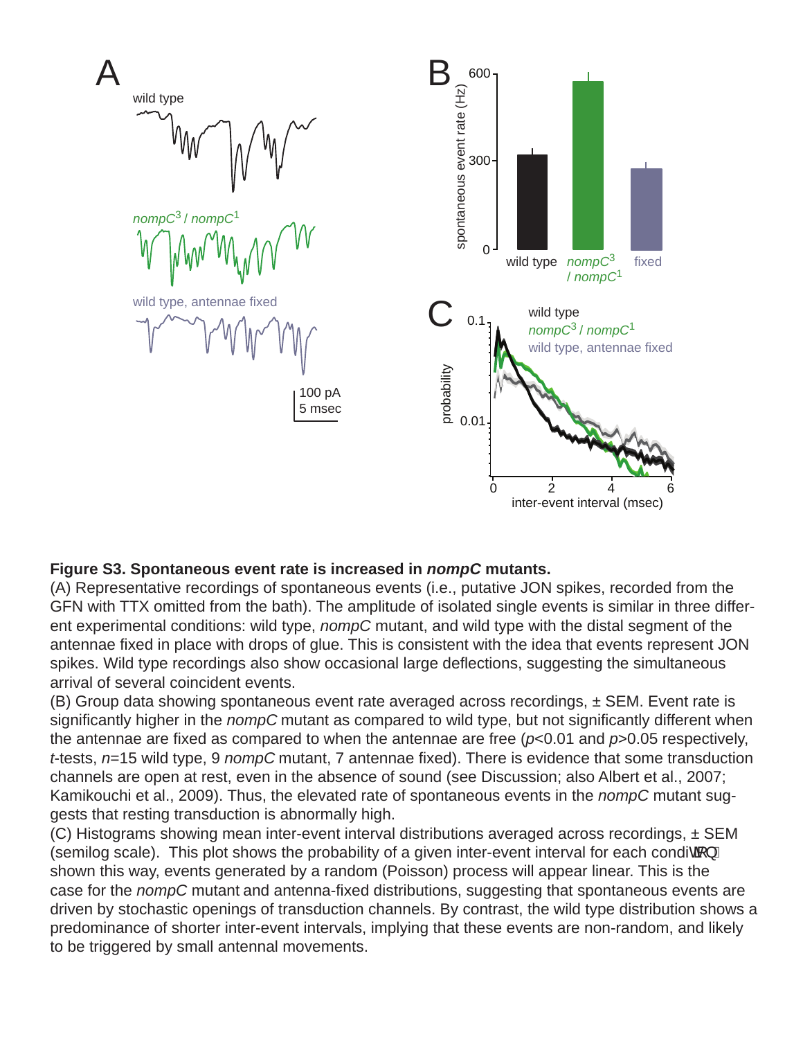**Figure S3. Spontaneous event rate is increased in *nompC* mutants.**
(A) Representative recordings of spontaneous events (i.e., putative JON spikes, recorded from the GFN with TTX omitted from the bath). The amplitude of isolated single events is similar in three different experimental conditions: wild type, *nompC* mutant, and wild type with the distal segment of the antennae fixed in place with drops of glue. This is consistent with the idea that events represent JON spikes. Wild type recordings also show occasional large deflections, suggesting the simultaneous arrival of several coincident events.
(B) Group data showing spontaneous event rate averaged across recordings, ± SEM. Event rate is significantly higher in the *nompC* mutant as compared to wild type, but not significantly different when the antennae are fixed as compared to when the antennae are free ($p$<0.01 and $p$>0.05 respectively, *t*-tests, $n$=15 wild type, 9 *nompC* mutant, 7 antennae fixed). There is evidence that some transduction channels are open at rest, even in the absence of sound (see Discussion; also Albert et al., 2007; Kamikouchi et al., 2009). Thus, the elevated rate of spontaneous events in the *nompC* mutant suggests that resting transduction is abnormally high.
(C) Histograms showing mean inter-event interval distributions averaged across recordings, ± SEM (semilog scale). This plot shows the probability of a given inter-event interval for each condition; shown this way, events generated by a random (Poisson) process will appear linear. This is the case for the *nompC* mutant and antenna-fixed distributions, suggesting that spontaneous events are driven by stochastic openings of transduction channels. By contrast, the wild type distribution shows a predominance of shorter inter-event intervals, implying that these events are non-random, and likely to be triggered by small antennal movements.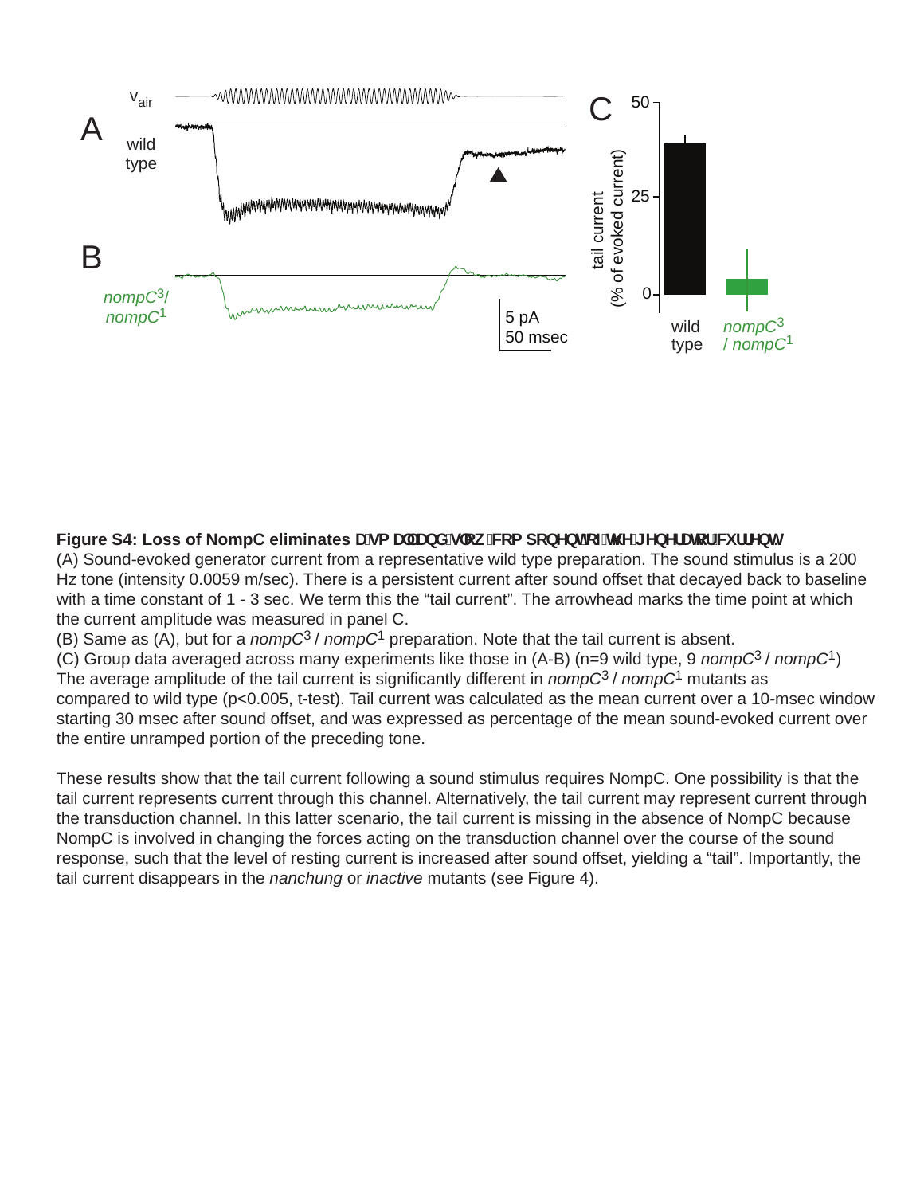**Figure S4: Loss of NompC eliminates a small and slow component of the generator current.**

(A) Sound-evoked generator current from a representative wild type preparation. The sound stimulus is a 200 Hz tone (intensity 0.0059 m/sec). There is a persistent current after sound offset that decayed back to baseline with a time constant of 1 - 3 sec. We term this the "tail current". The arrowhead marks the time point at which the current amplitude was measured in panel C.

(B) Same as (A), but for a *nompC*[3] / *nompC*[1] preparation. Note that the tail current is absent.

(C) Group data averaged across many experiments like those in (A-B) (n=9 wild type, 9 *nompC*[3] / *nompC*[1]) The average amplitude of the tail current is significantly different in *nompC*[3] / *nompC*[1] mutants as compared to wild type ($p<0.005$, t-test). Tail current was calculated as the mean current over a 10-msec window starting 30 msec after sound offset, and was expressed as percentage of the mean sound-evoked current over the entire unramped portion of the preceding tone.

These results show that the tail current following a sound stimulus requires NompC. One possibility is that the tail current represents current through this channel. Alternatively, the tail current may represent current through the transduction channel. In this latter scenario, the tail current is missing in the absence of NompC because NompC is involved in changing the forces acting on the transduction channel over the course of the sound response, such that the level of resting current is increased after sound offset, yielding a "tail". Importantly, the tail current disappears in the *nanchung* or *inactive* mutants (see Figure 4).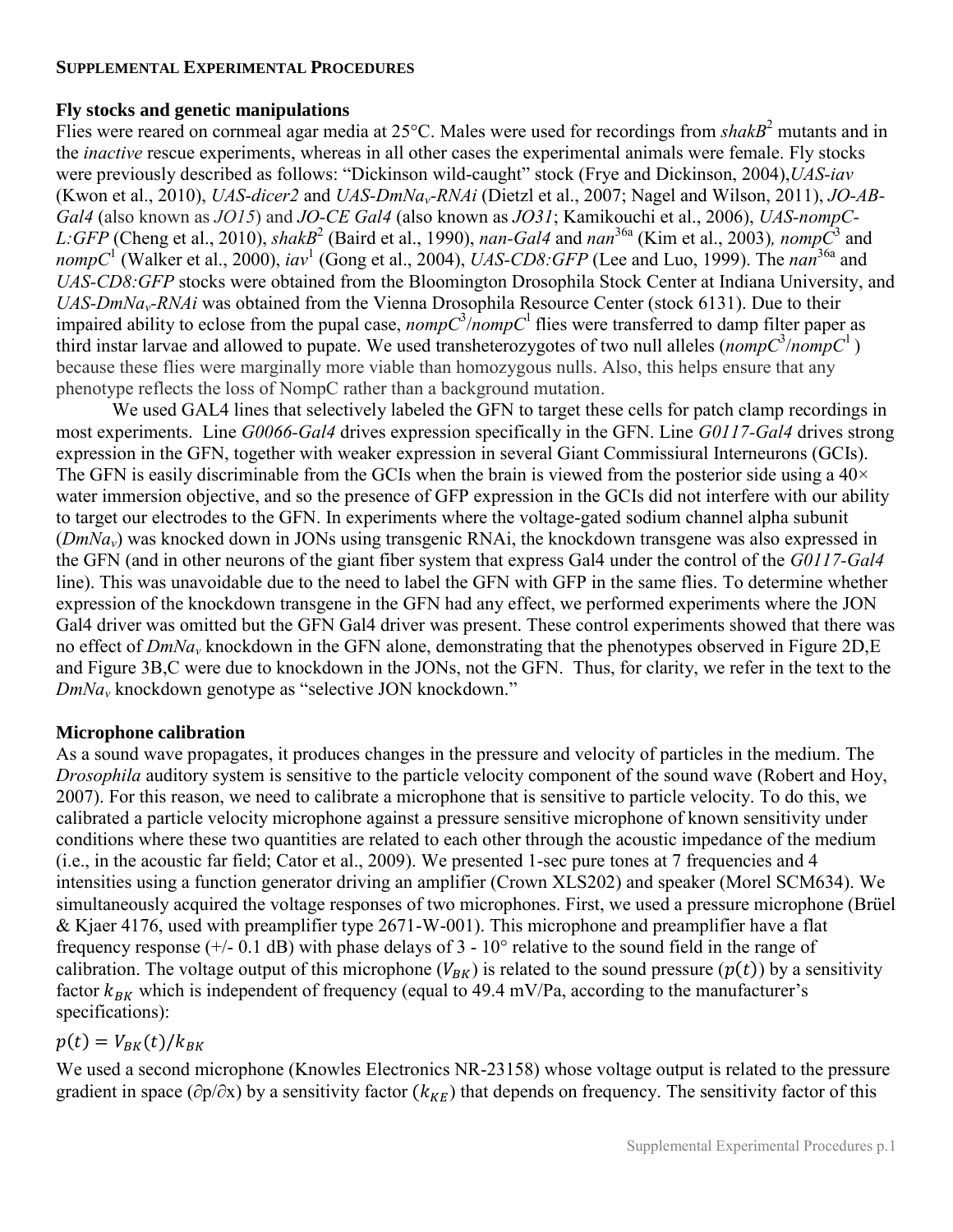## SUPPLEMENTAL EXPERIMENTAL PROCEDURES

### Fly stocks and genetic manipulations

Flies were reared on cornmeal agar media at 25°C. Males were used for recordings from *shakB*[2] mutants and in the *inactive* rescue experiments, whereas in all other cases the experimental animals were female. Fly stocks were previously described as follows: "Dickinson wild-caught" stock (Frye and Dickinson, 2004), *UAS-iav* (Kwon et al., 2010), *UAS-dicer2* and *UAS-DmNa$_v$-RNAi* (Dietzl et al., 2007; Nagel and Wilson, 2011), *JO-AB-Gal4* (also known as *JO15*) and *JO-CE Gal4* (also known as *JO31*; Kamikouchi et al., 2006), *UAS-nompC-L:GFP* (Cheng et al., 2010), *shakB*[2] (Baird et al., 1990), *nan-Gal4* and *nan*[36a] (Kim et al., 2003), *nompC*[3] and *nompC*[1] (Walker et al., 2000), *iav*[1] (Gong et al., 2004), *UAS-CD8:GFP* (Lee and Luo, 1999). The *nan*[36a] and *UAS-CD8:GFP* stocks were obtained from the Bloomington Drosophila Stock Center at Indiana University, and *UAS-DmNa$_v$-RNAi* was obtained from the Vienna Drosophila Resource Center (stock 6131). Due to their impaired ability to eclose from the pupal case, *nompC*[3]/*nompC*[1] flies were transferred to damp filter paper as third instar larvae and allowed to pupate. We used transheterozygotes of two null alleles (*nompC*[3]/*nompC*[1]) because these flies were marginally more viable than homozygous nulls. Also, this helps ensure that any phenotype reflects the loss of NompC rather than a background mutation.

We used GAL4 lines that selectively labeled the GFN to target these cells for patch clamp recordings in most experiments. Line *G0066-Gal4* drives expression specifically in the GFN. Line *G0117-Gal4* drives strong expression in the GFN, together with weaker expression in several Giant Commissiural Interneurons (GCIs). The GFN is easily discriminable from the GCIs when the brain is viewed from the posterior side using a 40× water immersion objective, and so the presence of GFP expression in the GCIs did not interfere with our ability to target our electrodes to the GFN. In experiments where the voltage-gated sodium channel alpha subunit (*DmNa$_v$*) was knocked down in JONs using transgenic RNAi, the knockdown transgene was also expressed in the GFN (and in other neurons of the giant fiber system that express Gal4 under the control of the *G0117-Gal4* line). This was unavoidable due to the need to label the GFN with GFP in the same flies. To determine whether expression of the knockdown transgene in the GFN had any effect, we performed experiments where the JON Gal4 driver was omitted but the GFN Gal4 driver was present. These control experiments showed that there was no effect of *DmNa$_v$* knockdown in the GFN alone, demonstrating that the phenotypes observed in Figure 2D,E and Figure 3B,C were due to knockdown in the JONs, not the GFN. Thus, for clarity, we refer in the text to the *DmNa$_v$* knockdown genotype as "selective JON knockdown."

### Microphone calibration

As a sound wave propagates, it produces changes in the pressure and velocity of particles in the medium. The *Drosophila* auditory system is sensitive to the particle velocity component of the sound wave (Robert and Hoy, 2007). For this reason, we need to calibrate a microphone that is sensitive to particle velocity. To do this, we calibrated a particle velocity microphone against a pressure sensitive microphone of known sensitivity under conditions where these two quantities are related to each other through the acoustic impedance of the medium (i.e., in the acoustic far field; Cator et al., 2009). We presented 1-sec pure tones at 7 frequencies and 4 intensities using a function generator driving an amplifier (Crown XLS202) and speaker (Morel SCM634). We simultaneously acquired the voltage responses of two microphones. First, we used a pressure microphone (Brüel & Kjaer 4176, used with preamplifier type 2671-W-001). This microphone and preamplifier have a flat frequency response (+/- 0.1 dB) with phase delays of 3 - 10° relative to the sound field in the range of calibration. The voltage output of this microphone ($V_{BK}$) is related to the sound pressure ($p(t)$) by a sensitivity factor $k_{BK}$ which is independent of frequency (equal to 49.4 mV/Pa, according to the manufacturer's specifications):

$$p(t) = V_{BK}(t)/k_{BK}$$

We used a second microphone (Knowles Electronics NR-23158) whose voltage output is related to the pressure gradient in space ($\partial p/\partial x$) by a sensitivity factor ($k_{KE}$) that depends on frequency. The sensitivity factor of this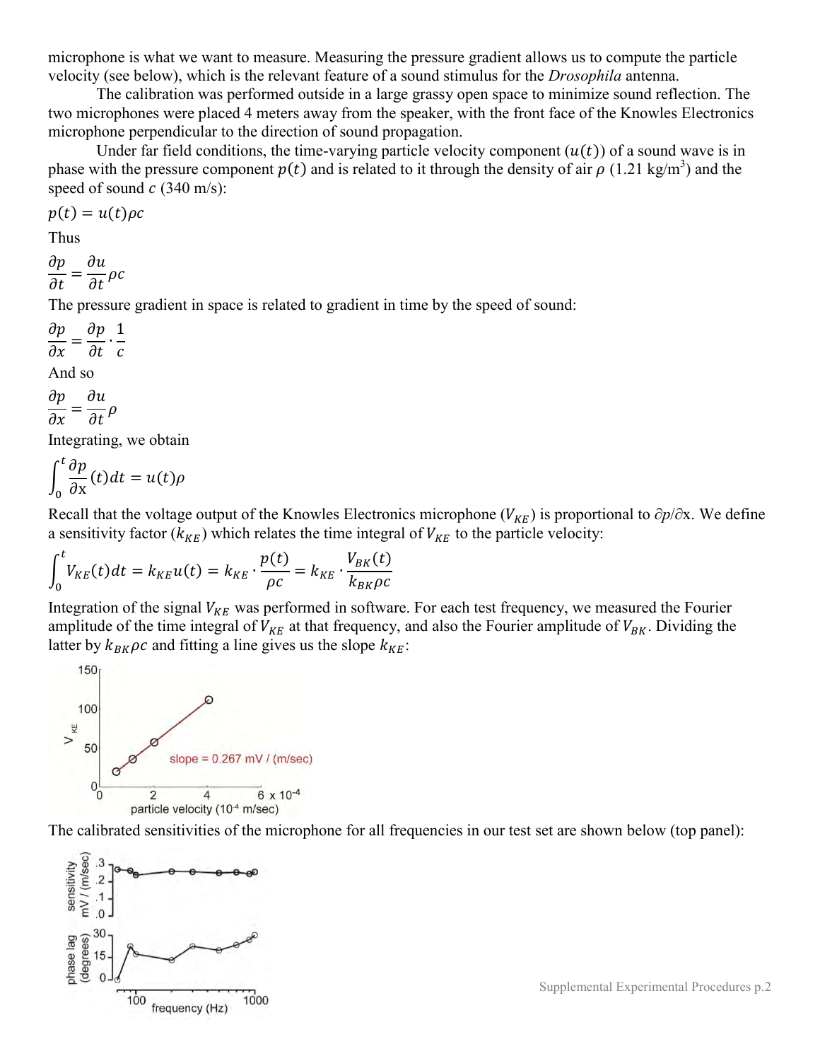microphone is what we want to measure. Measuring the pressure gradient allows us to compute the particle velocity (see below), which is the relevant feature of a sound stimulus for the *Drosophila* antenna.

The calibration was performed outside in a large grassy open space to minimize sound reflection. The two microphones were placed 4 meters away from the speaker, with the front face of the Knowles Electronics microphone perpendicular to the direction of sound propagation.

Under far field conditions, the time-varying particle velocity component ($u(t)$) of a sound wave is in phase with the pressure component $p(t)$ and is related to it through the density of air $\rho$ (1.21 kg/m$^3$) and the speed of sound $c$ (340 m/s):

$$p(t) = u(t)\rho c$$

Thus

$$\frac{\partial p}{\partial t} = \frac{\partial u}{\partial t}\rho c$$

The pressure gradient in space is related to gradient in time by the speed of sound:

$$\frac{\partial p}{\partial x} = \frac{\partial p}{\partial t} \cdot \frac{1}{c}$$

And so

$$\frac{\partial p}{\partial x} = \frac{\partial u}{\partial t}\rho$$

Integrating, we obtain

$$\int_0^t \frac{\partial p}{\partial x}(t)dt = u(t)\rho$$

Recall that the voltage output of the Knowles Electronics microphone ($V_{KE}$) is proportional to $\partial p/\partial x$. We define a sensitivity factor ($k_{KE}$) which relates the time integral of $V_{KE}$ to the particle velocity:

$$\int_0^t V_{KE}(t)dt = k_{KE}u(t) = k_{KE} \cdot \frac{p(t)}{\rho c} = k_{KE} \cdot \frac{V_{BK}(t)}{k_{BK}\rho c}$$

Integration of the signal $V_{KE}$ was performed in software. For each test frequency, we measured the Fourier amplitude of the time integral of $V_{KE}$ at that frequency, and also the Fourier amplitude of $V_{BK}$. Dividing the latter by $k_{BK}\rho c$ and fitting a line gives us the slope $k_{KE}$:

The calibrated sensitivities of the microphone for all frequencies in our test set are shown below (top panel):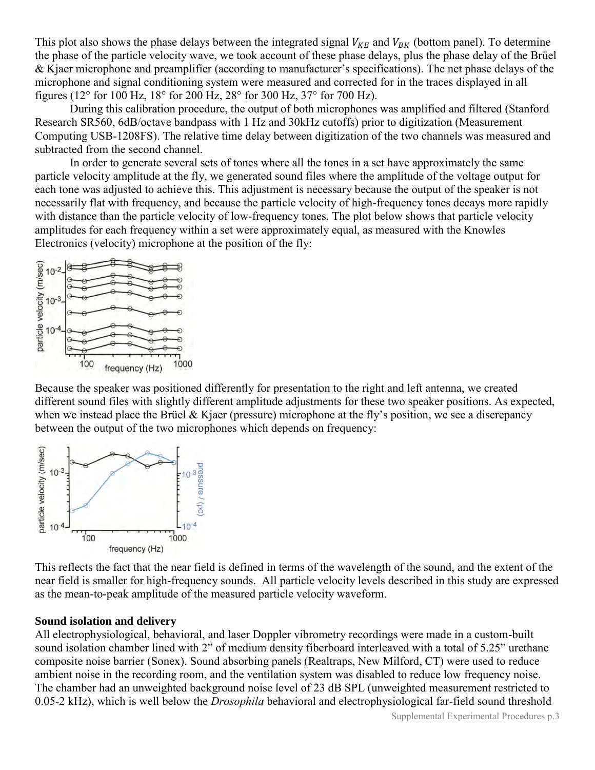This plot also shows the phase delays between the integrated signal $V_{KE}$ and $V_{BK}$ (bottom panel). To determine the phase of the particle velocity wave, we took account of these phase delays, plus the phase delay of the Brüel & Kjaer microphone and preamplifier (according to manufacturer's specifications). The net phase delays of the microphone and signal conditioning system were measured and corrected for in the traces displayed in all figures (12° for 100 Hz, 18° for 200 Hz, 28° for 300 Hz, 37° for 700 Hz).

During this calibration procedure, the output of both microphones was amplified and filtered (Stanford Research SR560, 6dB/octave bandpass with 1 Hz and 30kHz cutoffs) prior to digitization (Measurement Computing USB-1208FS). The relative time delay between digitization of the two channels was measured and subtracted from the second channel.

In order to generate several sets of tones where all the tones in a set have approximately the same particle velocity amplitude at the fly, we generated sound files where the amplitude of the voltage output for each tone was adjusted to achieve this. This adjustment is necessary because the output of the speaker is not necessarily flat with frequency, and because the particle velocity of high-frequency tones decays more rapidly with distance than the particle velocity of low-frequency tones. The plot below shows that particle velocity amplitudes for each frequency within a set were approximately equal, as measured with the Knowles Electronics (velocity) microphone at the position of the fly:

Because the speaker was positioned differently for presentation to the right and left antenna, we created different sound files with slightly different amplitude adjustments for these two speaker positions. As expected, when we instead place the Brüel & Kjaer (pressure) microphone at the fly's position, we see a discrepancy between the output of the two microphones which depends on frequency:

This reflects the fact that the near field is defined in terms of the wavelength of the sound, and the extent of the near field is smaller for high-frequency sounds. All particle velocity levels described in this study are expressed as the mean-to-peak amplitude of the measured particle velocity waveform.

**Sound isolation and delivery**

All electrophysiological, behavioral, and laser Doppler vibrometry recordings were made in a custom-built sound isolation chamber lined with 2" of medium density fiberboard interleaved with a total of 5.25" urethane composite noise barrier (Sonex). Sound absorbing panels (Realtraps, New Milford, CT) were used to reduce ambient noise in the recording room, and the ventilation system was disabled to reduce low frequency noise. The chamber had an unweighted background noise level of 23 dB SPL (unweighted measurement restricted to 0.05-2 kHz), which is well below the *Drosophila* behavioral and electrophysiological far-field sound threshold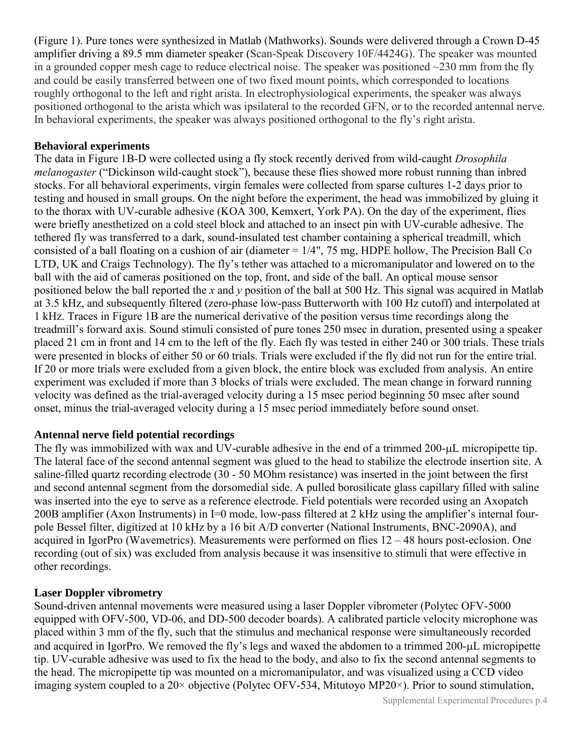(Figure 1). Pure tones were synthesized in Matlab (Mathworks). Sounds were delivered through a Crown D-45 amplifier driving a 89.5 mm diameter speaker (Scan-Speak Discovery 10F/4424G). The speaker was mounted in a grounded copper mesh cage to reduce electrical noise. The speaker was positioned ~230 mm from the fly and could be easily transferred between one of two fixed mount points, which corresponded to locations roughly orthogonal to the left and right arista. In electrophysiological experiments, the speaker was always positioned orthogonal to the arista which was ipsilateral to the recorded GFN, or to the recorded antennal nerve. In behavioral experiments, the speaker was always positioned orthogonal to the fly's right arista.

**Behavioral experiments**

The data in Figure 1B-D were collected using a fly stock recently derived from wild-caught *Drosophila melanogaster* ("Dickinson wild-caught stock"), because these flies showed more robust running than inbred stocks. For all behavioral experiments, virgin females were collected from sparse cultures 1-2 days prior to testing and housed in small groups. On the night before the experiment, the head was immobilized by gluing it to the thorax with UV-curable adhesive (KOA 300, Kemxert, York PA). On the day of the experiment, flies were briefly anesthetized on a cold steel block and attached to an insect pin with UV-curable adhesive. The tethered fly was transferred to a dark, sound-insulated test chamber containing a spherical treadmill, which consisted of a ball floating on a cushion of air (diameter = 1/4", 75 mg, HDPE hollow, The Precision Ball Co LTD, UK and Craigs Technology). The fly's tether was attached to a micromanipulator and lowered on to the ball with the aid of cameras positioned on the top, front, and side of the ball. An optical mouse sensor positioned below the ball reported the $x$ and $y$ position of the ball at 500 Hz. This signal was acquired in Matlab at 3.5 kHz, and subsequently filtered (zero-phase low-pass Butterworth with 100 Hz cutoff) and interpolated at 1 kHz. Traces in Figure 1B are the numerical derivative of the position versus time recordings along the treadmill's forward axis. Sound stimuli consisted of pure tones 250 msec in duration, presented using a speaker placed 21 cm in front and 14 cm to the left of the fly. Each fly was tested in either 240 or 300 trials. These trials were presented in blocks of either 50 or 60 trials. Trials were excluded if the fly did not run for the entire trial. If 20 or more trials were excluded from a given block, the entire block was excluded from analysis. An entire experiment was excluded if more than 3 blocks of trials were excluded. The mean change in forward running velocity was defined as the trial-averaged velocity during a 15 msec period beginning 50 msec after sound onset, minus the trial-averaged velocity during a 15 msec period immediately before sound onset.

**Antennal nerve field potential recordings**

The fly was immobilized with wax and UV-curable adhesive in the end of a trimmed 200-μL micropipette tip. The lateral face of the second antennal segment was glued to the head to stabilize the electrode insertion site. A saline-filled quartz recording electrode (30 - 50 MOhm resistance) was inserted in the joint between the first and second antennal segment from the dorsomedial side. A pulled borosilicate glass capillary filled with saline was inserted into the eye to serve as a reference electrode. Field potentials were recorded using an Axopatch 200B amplifier (Axon Instruments) in I=0 mode, low-pass filtered at 2 kHz using the amplifier's internal four-pole Bessel filter, digitized at 10 kHz by a 16 bit A/D converter (National Instruments, BNC-2090A), and acquired in IgorPro (Wavemetrics). Measurements were performed on flies 12 – 48 hours post-eclosion. One recording (out of six) was excluded from analysis because it was insensitive to stimuli that were effective in other recordings.

**Laser Doppler vibrometry**

Sound-driven antennal movements were measured using a laser Doppler vibrometer (Polytec OFV-5000 equipped with OFV-500, VD-06, and DD-500 decoder boards). A calibrated particle velocity microphone was placed within 3 mm of the fly, such that the stimulus and mechanical response were simultaneously recorded and acquired in IgorPro. We removed the fly's legs and waxed the abdomen to a trimmed 200-μL micropipette tip. UV-curable adhesive was used to fix the head to the body, and also to fix the second antennal segments to the head. The micropipette tip was mounted on a micromanipulator, and was visualized using a CCD video imaging system coupled to a 20× objective (Polytec OFV-534, Mitutoyo MP20×). Prior to sound stimulation,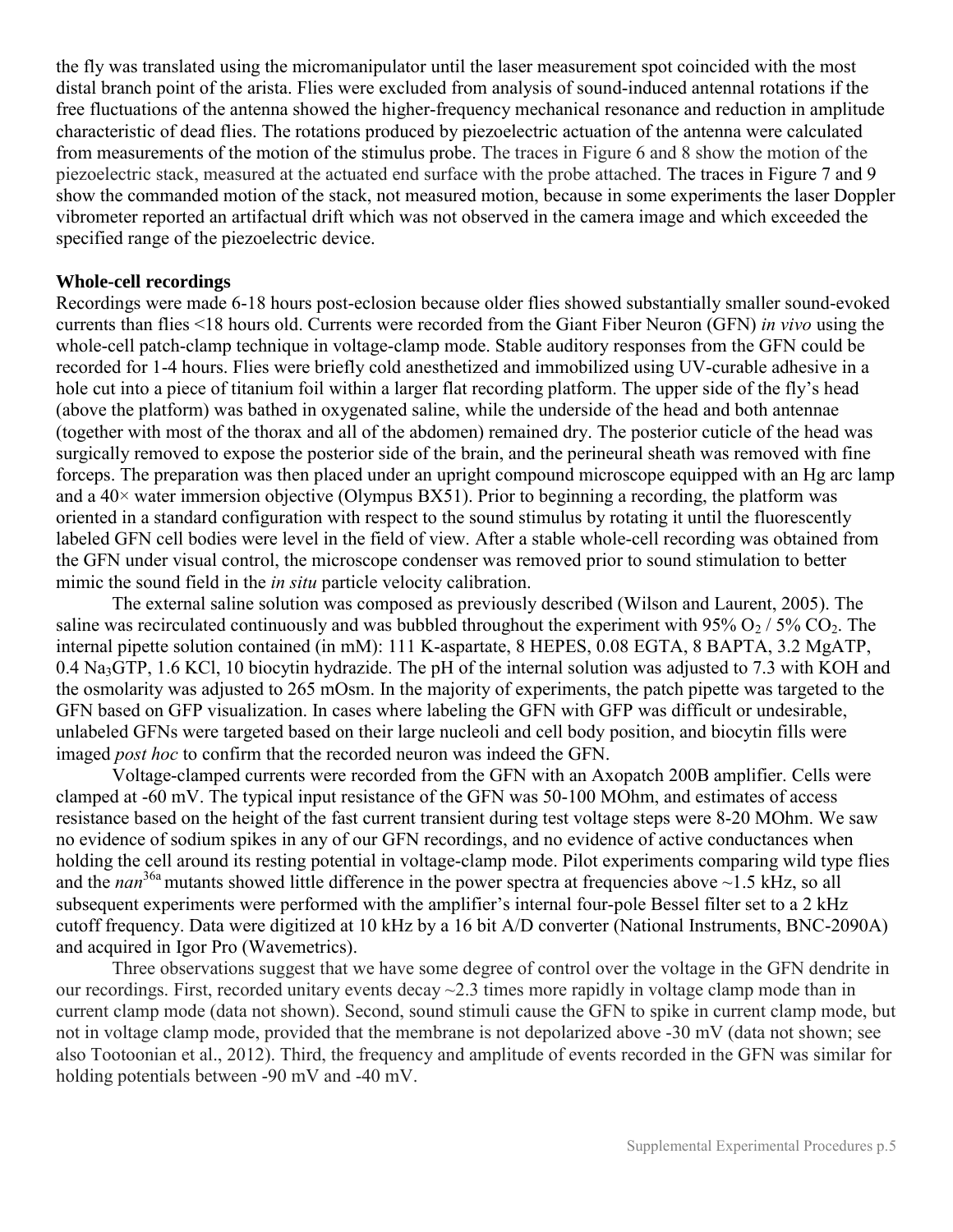the fly was translated using the micromanipulator until the laser measurement spot coincided with the most distal branch point of the arista. Flies were excluded from analysis of sound-induced antennal rotations if the free fluctuations of the antenna showed the higher-frequency mechanical resonance and reduction in amplitude characteristic of dead flies. The rotations produced by piezoelectric actuation of the antenna were calculated from measurements of the motion of the stimulus probe. The traces in Figure 6 and 8 show the motion of the piezoelectric stack, measured at the actuated end surface with the probe attached. The traces in Figure 7 and 9 show the commanded motion of the stack, not measured motion, because in some experiments the laser Doppler vibrometer reported an artifactual drift which was not observed in the camera image and which exceeded the specified range of the piezoelectric device.

**Whole-cell recordings**

Recordings were made 6-18 hours post-eclosion because older flies showed substantially smaller sound-evoked currents than flies <18 hours old. Currents were recorded from the Giant Fiber Neuron (GFN) *in vivo* using the whole-cell patch-clamp technique in voltage-clamp mode. Stable auditory responses from the GFN could be recorded for 1-4 hours. Flies were briefly cold anesthetized and immobilized using UV-curable adhesive in a hole cut into a piece of titanium foil within a larger flat recording platform. The upper side of the fly's head (above the platform) was bathed in oxygenated saline, while the underside of the head and both antennae (together with most of the thorax and all of the abdomen) remained dry. The posterior cuticle of the head was surgically removed to expose the posterior side of the brain, and the perineural sheath was removed with fine forceps. The preparation was then placed under an upright compound microscope equipped with an Hg arc lamp and a 40× water immersion objective (Olympus BX51). Prior to beginning a recording, the platform was oriented in a standard configuration with respect to the sound stimulus by rotating it until the fluorescently labeled GFN cell bodies were level in the field of view. After a stable whole-cell recording was obtained from the GFN under visual control, the microscope condenser was removed prior to sound stimulation to better mimic the sound field in the *in situ* particle velocity calibration.

The external saline solution was composed as previously described (Wilson and Laurent, 2005). The saline was recirculated continuously and was bubbled throughout the experiment with 95% $O_2$ / 5% $CO_2$. The internal pipette solution contained (in mM): 111 K-aspartate, 8 HEPES, 0.08 EGTA, 8 BAPTA, 3.2 MgATP, 0.4 $Na_3GTP$, 1.6 KCl, 10 biocytin hydrazide. The pH of the internal solution was adjusted to 7.3 with KOH and the osmolarity was adjusted to 265 mOsm. In the majority of experiments, the patch pipette was targeted to the GFN based on GFP visualization. In cases where labeling the GFN with GFP was difficult or undesirable, unlabeled GFNs were targeted based on their large nucleoli and cell body position, and biocytin fills were imaged *post hoc* to confirm that the recorded neuron was indeed the GFN.

Voltage-clamped currents were recorded from the GFN with an Axopatch 200B amplifier. Cells were clamped at -60 mV. The typical input resistance of the GFN was 50-100 MOhm, and estimates of access resistance based on the height of the fast current transient during test voltage steps were 8-20 MOhm. We saw no evidence of sodium spikes in any of our GFN recordings, and no evidence of active conductances when holding the cell around its resting potential in voltage-clamp mode. Pilot experiments comparing wild type flies and the *nan*$^{36a}$ mutants showed little difference in the power spectra at frequencies above ~1.5 kHz, so all subsequent experiments were performed with the amplifier's internal four-pole Bessel filter set to a 2 kHz cutoff frequency. Data were digitized at 10 kHz by a 16 bit A/D converter (National Instruments, BNC-2090A) and acquired in Igor Pro (Wavemetrics).

Three observations suggest that we have some degree of control over the voltage in the GFN dendrite in our recordings. First, recorded unitary events decay ~2.3 times more rapidly in voltage clamp mode than in current clamp mode (data not shown). Second, sound stimuli cause the GFN to spike in current clamp mode, but not in voltage clamp mode, provided that the membrane is not depolarized above -30 mV (data not shown; see also Tootoonian et al., 2012). Third, the frequency and amplitude of events recorded in the GFN was similar for holding potentials between -90 mV and -40 mV.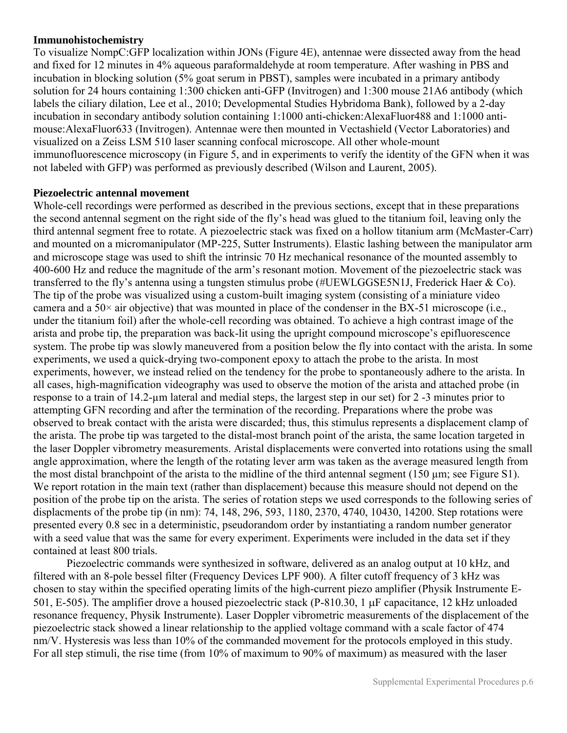**Immunohistochemistry**

To visualize NompC:GFP localization within JONs (Figure 4E), antennae were dissected away from the head and fixed for 12 minutes in 4% aqueous paraformaldehyde at room temperature. After washing in PBS and incubation in blocking solution (5% goat serum in PBST), samples were incubated in a primary antibody solution for 24 hours containing 1:300 chicken anti-GFP (Invitrogen) and 1:300 mouse 21A6 antibody (which labels the ciliary dilation, Lee et al., 2010; Developmental Studies Hybridoma Bank), followed by a 2-day incubation in secondary antibody solution containing 1:1000 anti-chicken:AlexaFluor488 and 1:1000 anti-mouse:AlexaFluor633 (Invitrogen). Antennae were then mounted in Vectashield (Vector Laboratories) and visualized on a Zeiss LSM 510 laser scanning confocal microscope. All other whole-mount immunofluorescence microscopy (in Figure 5, and in experiments to verify the identity of the GFN when it was not labeled with GFP) was performed as previously described (Wilson and Laurent, 2005).

**Piezoelectric antennal movement**

Whole-cell recordings were performed as described in the previous sections, except that in these preparations the second antennal segment on the right side of the fly's head was glued to the titanium foil, leaving only the third antennal segment free to rotate. A piezoelectric stack was fixed on a hollow titanium arm (McMaster-Carr) and mounted on a micromanipulator (MP-225, Sutter Instruments). Elastic lashing between the manipulator arm and microscope stage was used to shift the intrinsic 70 Hz mechanical resonance of the mounted assembly to 400-600 Hz and reduce the magnitude of the arm's resonant motion. Movement of the piezoelectric stack was transferred to the fly's antenna using a tungsten stimulus probe (#UEWLGGSE5N1J, Frederick Haer & Co). The tip of the probe was visualized using a custom-built imaging system (consisting of a miniature video camera and a 50× air objective) that was mounted in place of the condenser in the BX-51 microscope (i.e., under the titanium foil) after the whole-cell recording was obtained. To achieve a high contrast image of the arista and probe tip, the preparation was back-lit using the upright compound microscope's epifluorescence system. The probe tip was slowly maneuvered from a position below the fly into contact with the arista. In some experiments, we used a quick-drying two-component epoxy to attach the probe to the arista. In most experiments, however, we instead relied on the tendency for the probe to spontaneously adhere to the arista. In all cases, high-magnification videography was used to observe the motion of the arista and attached probe (in response to a train of 14.2-μm lateral and medial steps, the largest step in our set) for 2 -3 minutes prior to attempting GFN recording and after the termination of the recording. Preparations where the probe was observed to break contact with the arista were discarded; thus, this stimulus represents a displacement clamp of the arista. The probe tip was targeted to the distal-most branch point of the arista, the same location targeted in the laser Doppler vibrometry measurements. Aristal displacements were converted into rotations using the small angle approximation, where the length of the rotating lever arm was taken as the average measured length from the most distal branchpoint of the arista to the midline of the third antennal segment (150 μm; see Figure S1). We report rotation in the main text (rather than displacement) because this measure should not depend on the position of the probe tip on the arista. The series of rotation steps we used corresponds to the following series of displacments of the probe tip (in nm): 74, 148, 296, 593, 1180, 2370, 4740, 10430, 14200. Step rotations were presented every 0.8 sec in a deterministic, pseudorandom order by instantiating a random number generator with a seed value that was the same for every experiment. Experiments were included in the data set if they contained at least 800 trials.

Piezoelectric commands were synthesized in software, delivered as an analog output at 10 kHz, and filtered with an 8-pole bessel filter (Frequency Devices LPF 900). A filter cutoff frequency of 3 kHz was chosen to stay within the specified operating limits of the high-current piezo amplifier (Physik Instrumente E-501, E-505). The amplifier drove a housed piezoelectric stack (P-810.30, 1 μF capacitance, 12 kHz unloaded resonance frequency, Physik Instrumente). Laser Doppler vibrometric measurements of the displacement of the piezoelectric stack showed a linear relationship to the applied voltage command with a scale factor of 474 nm/V. Hysteresis was less than 10% of the commanded movement for the protocols employed in this study. For all step stimuli, the rise time (from 10% of maximum to 90% of maximum) as measured with the laser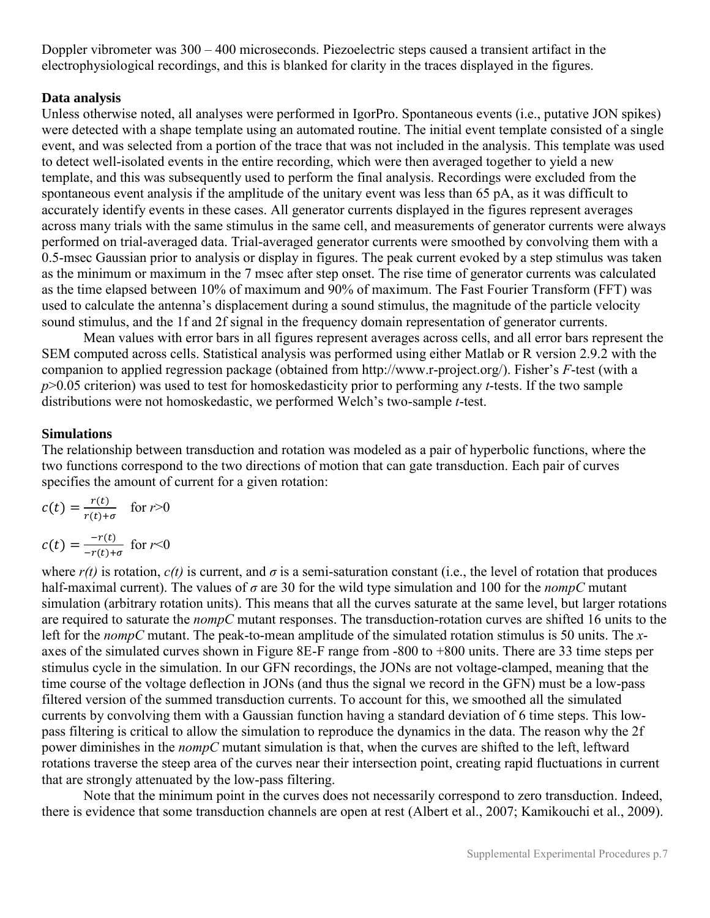Doppler vibrometer was 300 – 400 microseconds. Piezoelectric steps caused a transient artifact in the electrophysiological recordings, and this is blanked for clarity in the traces displayed in the figures.

**Data analysis**

Unless otherwise noted, all analyses were performed in IgorPro. Spontaneous events (i.e., putative JON spikes) were detected with a shape template using an automated routine. The initial event template consisted of a single event, and was selected from a portion of the trace that was not included in the analysis. This template was used to detect well-isolated events in the entire recording, which were then averaged together to yield a new template, and this was subsequently used to perform the final analysis. Recordings were excluded from the spontaneous event analysis if the amplitude of the unitary event was less than 65 pA, as it was difficult to accurately identify events in these cases. All generator currents displayed in the figures represent averages across many trials with the same stimulus in the same cell, and measurements of generator currents were always performed on trial-averaged data. Trial-averaged generator currents were smoothed by convolving them with a 0.5-msec Gaussian prior to analysis or display in figures. The peak current evoked by a step stimulus was taken as the minimum or maximum in the 7 msec after step onset. The rise time of generator currents was calculated as the time elapsed between 10% of maximum and 90% of maximum. The Fast Fourier Transform (FFT) was used to calculate the antenna's displacement during a sound stimulus, the magnitude of the particle velocity sound stimulus, and the 1f and 2f signal in the frequency domain representation of generator currents.

Mean values with error bars in all figures represent averages across cells, and all error bars represent the SEM computed across cells. Statistical analysis was performed using either Matlab or R version 2.9.2 with the companion to applied regression package (obtained from http://www.r-project.org/). Fisher's $F$-test (with a $p>0.05$ criterion) was used to test for homoskedasticity prior to performing any $t$-tests. If the two sample distributions were not homoskedastic, we performed Welch's two-sample $t$-test.

**Simulations**

The relationship between transduction and rotation was modeled as a pair of hyperbolic functions, where the two functions correspond to the two directions of motion that can gate transduction. Each pair of curves specifies the amount of current for a given rotation:

$$c(t) = \frac{r(t)}{r(t)+\sigma} \quad \text{for } r>0$$

$$c(t) = \frac{-r(t)}{-r(t)+\sigma} \quad \text{for } r<0$$

where $r(t)$ is rotation, $c(t)$ is current, and $\sigma$ is a semi-saturation constant (i.e., the level of rotation that produces half-maximal current). The values of $\sigma$ are 30 for the wild type simulation and 100 for the *nompC* mutant simulation (arbitrary rotation units). This means that all the curves saturate at the same level, but larger rotations are required to saturate the *nompC* mutant responses. The transduction-rotation curves are shifted 16 units to the left for the *nompC* mutant. The peak-to-mean amplitude of the simulated rotation stimulus is 50 units. The $x$-axes of the simulated curves shown in Figure 8E-F range from -800 to +800 units. There are 33 time steps per stimulus cycle in the simulation. In our GFN recordings, the JONs are not voltage-clamped, meaning that the time course of the voltage deflection in JONs (and thus the signal we record in the GFN) must be a low-pass filtered version of the summed transduction currents. To account for this, we smoothed all the simulated currents by convolving them with a Gaussian function having a standard deviation of 6 time steps. This low-pass filtering is critical to allow the simulation to reproduce the dynamics in the data. The reason why the 2f power diminishes in the *nompC* mutant simulation is that, when the curves are shifted to the left, leftward rotations traverse the steep area of the curves near their intersection point, creating rapid fluctuations in current that are strongly attenuated by the low-pass filtering.

Note that the minimum point in the curves does not necessarily correspond to zero transduction. Indeed, there is evidence that some transduction channels are open at rest (Albert et al., 2007; Kamikouchi et al., 2009).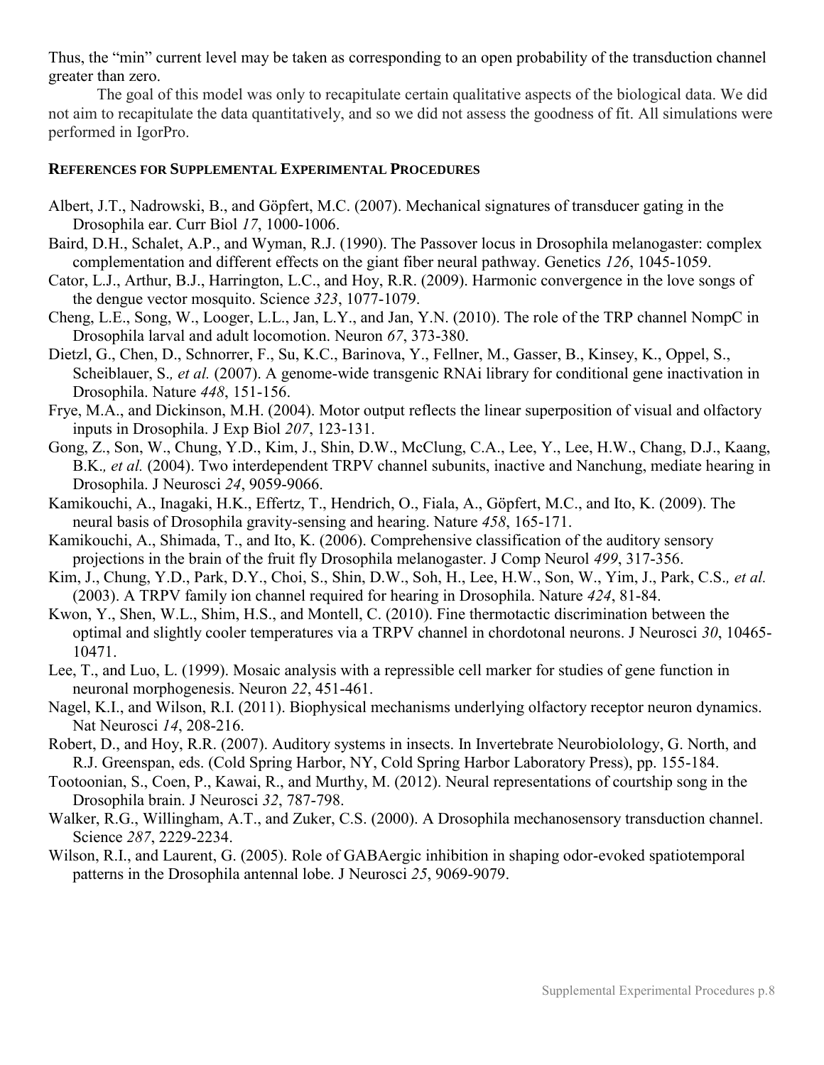Thus, the "min" current level may be taken as corresponding to an open probability of the transduction channel greater than zero.

The goal of this model was only to recapitulate certain qualitative aspects of the biological data. We did not aim to recapitulate the data quantitatively, and so we did not assess the goodness of fit. All simulations were performed in IgorPro.

### REFERENCES FOR SUPPLEMENTAL EXPERIMENTAL PROCEDURES

Albert, J.T., Nadrowski, B., and Göpfert, M.C. (2007). Mechanical signatures of transducer gating in the Drosophila ear. Curr Biol *17*, 1000-1006.

Baird, D.H., Schalet, A.P., and Wyman, R.J. (1990). The Passover locus in Drosophila melanogaster: complex complementation and different effects on the giant fiber neural pathway. Genetics *126*, 1045-1059.

Cator, L.J., Arthur, B.J., Harrington, L.C., and Hoy, R.R. (2009). Harmonic convergence in the love songs of the dengue vector mosquito. Science *323*, 1077-1079.

Cheng, L.E., Song, W., Looger, L.L., Jan, L.Y., and Jan, Y.N. (2010). The role of the TRP channel NompC in Drosophila larval and adult locomotion. Neuron *67*, 373-380.

Dietzl, G., Chen, D., Schnorrer, F., Su, K.C., Barinova, Y., Fellner, M., Gasser, B., Kinsey, K., Oppel, S., Scheiblauer, S., *et al.* (2007). A genome-wide transgenic RNAi library for conditional gene inactivation in Drosophila. Nature *448*, 151-156.

Frye, M.A., and Dickinson, M.H. (2004). Motor output reflects the linear superposition of visual and olfactory inputs in Drosophila. J Exp Biol *207*, 123-131.

Gong, Z., Son, W., Chung, Y.D., Kim, J., Shin, D.W., McClung, C.A., Lee, Y., Lee, H.W., Chang, D.J., Kaang, B.K., *et al.* (2004). Two interdependent TRPV channel subunits, inactive and Nanchung, mediate hearing in Drosophila. J Neurosci *24*, 9059-9066.

Kamikouchi, A., Inagaki, H.K., Effertz, T., Hendrich, O., Fiala, A., Göpfert, M.C., and Ito, K. (2009). The neural basis of Drosophila gravity-sensing and hearing. Nature *458*, 165-171.

Kamikouchi, A., Shimada, T., and Ito, K. (2006). Comprehensive classification of the auditory sensory projections in the brain of the fruit fly Drosophila melanogaster. J Comp Neurol *499*, 317-356.

Kim, J., Chung, Y.D., Park, D.Y., Choi, S., Shin, D.W., Soh, H., Lee, H.W., Son, W., Yim, J., Park, C.S., *et al.* (2003). A TRPV family ion channel required for hearing in Drosophila. Nature *424*, 81-84.

Kwon, Y., Shen, W.L., Shim, H.S., and Montell, C. (2010). Fine thermotactic discrimination between the optimal and slightly cooler temperatures via a TRPV channel in chordotonal neurons. J Neurosci *30*, 10465-10471.

Lee, T., and Luo, L. (1999). Mosaic analysis with a repressible cell marker for studies of gene function in neuronal morphogenesis. Neuron *22*, 451-461.

Nagel, K.I., and Wilson, R.I. (2011). Biophysical mechanisms underlying olfactory receptor neuron dynamics. Nat Neurosci *14*, 208-216.

Robert, D., and Hoy, R.R. (2007). Auditory systems in insects. In Invertebrate Neurobiolology, G. North, and R.J. Greenspan, eds. (Cold Spring Harbor, NY, Cold Spring Harbor Laboratory Press), pp. 155-184.

Tootoonian, S., Coen, P., Kawai, R., and Murthy, M. (2012). Neural representations of courtship song in the Drosophila brain. J Neurosci *32*, 787-798.

Walker, R.G., Willingham, A.T., and Zuker, C.S. (2000). A Drosophila mechanosensory transduction channel. Science *287*, 2229-2234.

Wilson, R.I., and Laurent, G. (2005). Role of GABAergic inhibition in shaping odor-evoked spatiotemporal patterns in the Drosophila antennal lobe. J Neurosci *25*, 9069-9079.